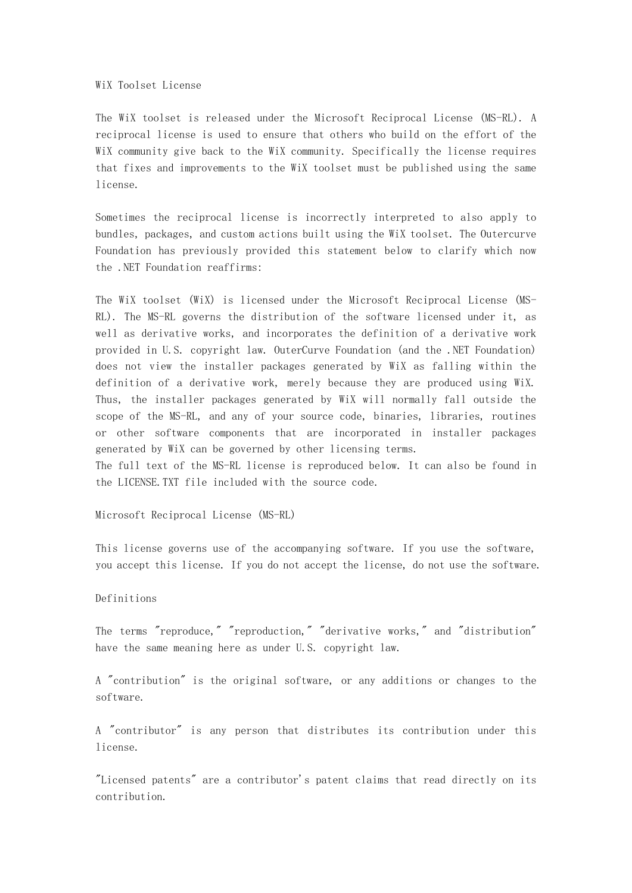# WiX Toolset License

The WiX toolset is released under the Microsoft Reciprocal License (MS-RL). A reciprocal license is used to ensure that others who build on the effort of the WiX community give back to the WiX community. Specifically the license requires that fixes and improvements to the WiX toolset must be published using the same license.

Sometimes the reciprocal license is incorrectly interpreted to also apply to bundles, packages, and custom actions built using the WiX toolset. The Outercurve Foundation has previously provided this statement below to clarify which now the .NET Foundation reaffirms:

The WiX toolset (WiX) is licensed under the Microsoft Reciprocal License (MS-RL). The MS-RL governs the distribution of the software licensed under it, as well as derivative works, and incorporates the definition of a derivative work provided in U.S. copyright law. OuterCurve Foundation (and the .NET Foundation) does not view the installer packages generated by WiX as falling within the definition of a derivative work, merely because they are produced using WiX. Thus, the installer packages generated by WiX will normally fall outside the scope of the MS-RL, and any of your source code, binaries, libraries, routines or other software components that are incorporated in installer packages generated by WiX can be governed by other licensing terms.
The full text of the MS-RL license is reproduced below. It can also be found in the LICENSE.TXT file included with the source code.

## Microsoft Reciprocal License (MS-RL)

This license governs use of the accompanying software. If you use the software, you accept this license. If you do not accept the license, do not use the software.

### Definitions

The terms "reproduce," "reproduction," "derivative works," and "distribution" have the same meaning here as under U.S. copyright law.

A "contribution" is the original software, or any additions or changes to the software.

A "contributor" is any person that distributes its contribution under this license.

"Licensed patents" are a contributor's patent claims that read directly on its contribution.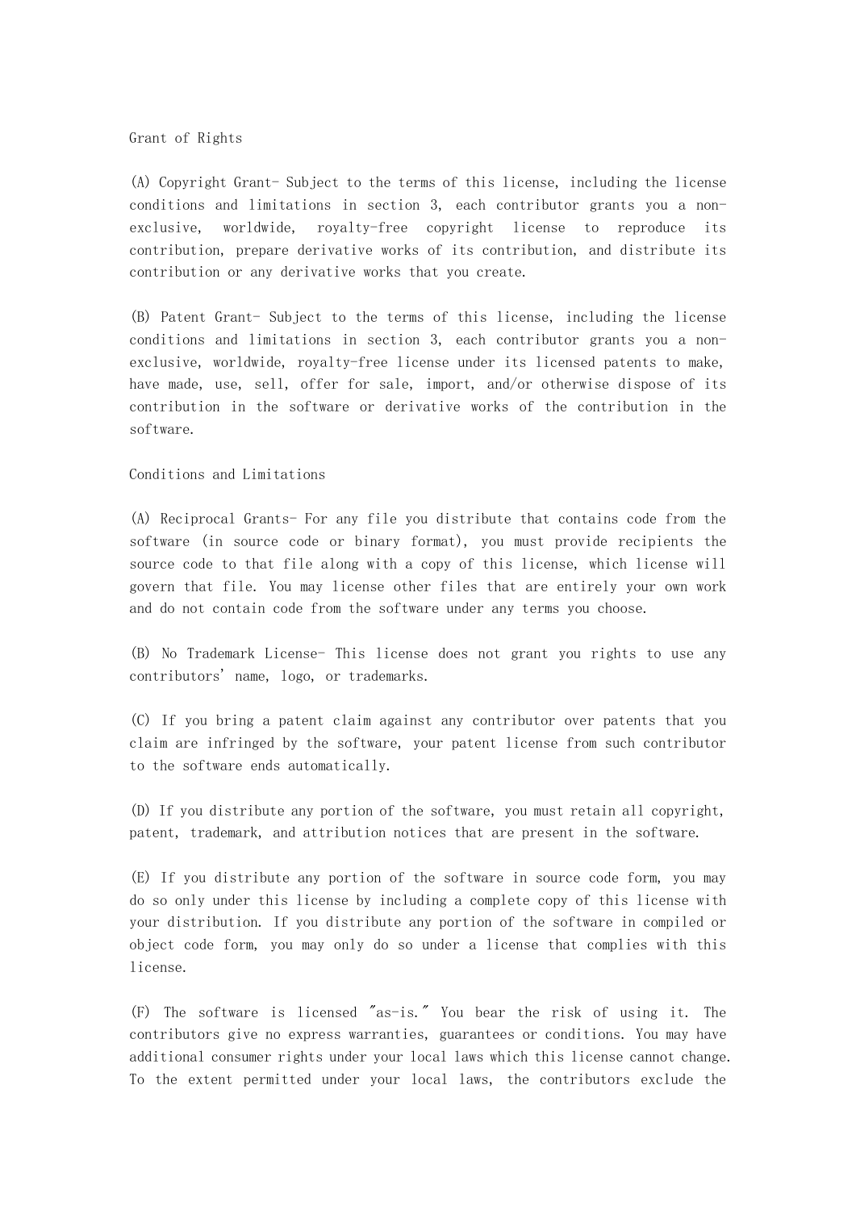## Grant of Rights

(A) Copyright Grant- Subject to the terms of this license, including the license conditions and limitations in section 3, each contributor grants you a non-exclusive, worldwide, royalty-free copyright license to reproduce its contribution, prepare derivative works of its contribution, and distribute its contribution or any derivative works that you create.

(B) Patent Grant- Subject to the terms of this license, including the license conditions and limitations in section 3, each contributor grants you a non-exclusive, worldwide, royalty-free license under its licensed patents to make, have made, use, sell, offer for sale, import, and/or otherwise dispose of its contribution in the software or derivative works of the contribution in the software.

## Conditions and Limitations

(A) Reciprocal Grants- For any file you distribute that contains code from the software (in source code or binary format), you must provide recipients the source code to that file along with a copy of this license, which license will govern that file. You may license other files that are entirely your own work and do not contain code from the software under any terms you choose.

(B) No Trademark License- This license does not grant you rights to use any contributors' name, logo, or trademarks.

(C) If you bring a patent claim against any contributor over patents that you claim are infringed by the software, your patent license from such contributor to the software ends automatically.

(D) If you distribute any portion of the software, you must retain all copyright, patent, trademark, and attribution notices that are present in the software.

(E) If you distribute any portion of the software in source code form, you may do so only under this license by including a complete copy of this license with your distribution. If you distribute any portion of the software in compiled or object code form, you may only do so under a license that complies with this license.

(F) The software is licensed "as-is." You bear the risk of using it. The contributors give no express warranties, guarantees or conditions. You may have additional consumer rights under your local laws which this license cannot change. To the extent permitted under your local laws, the contributors exclude the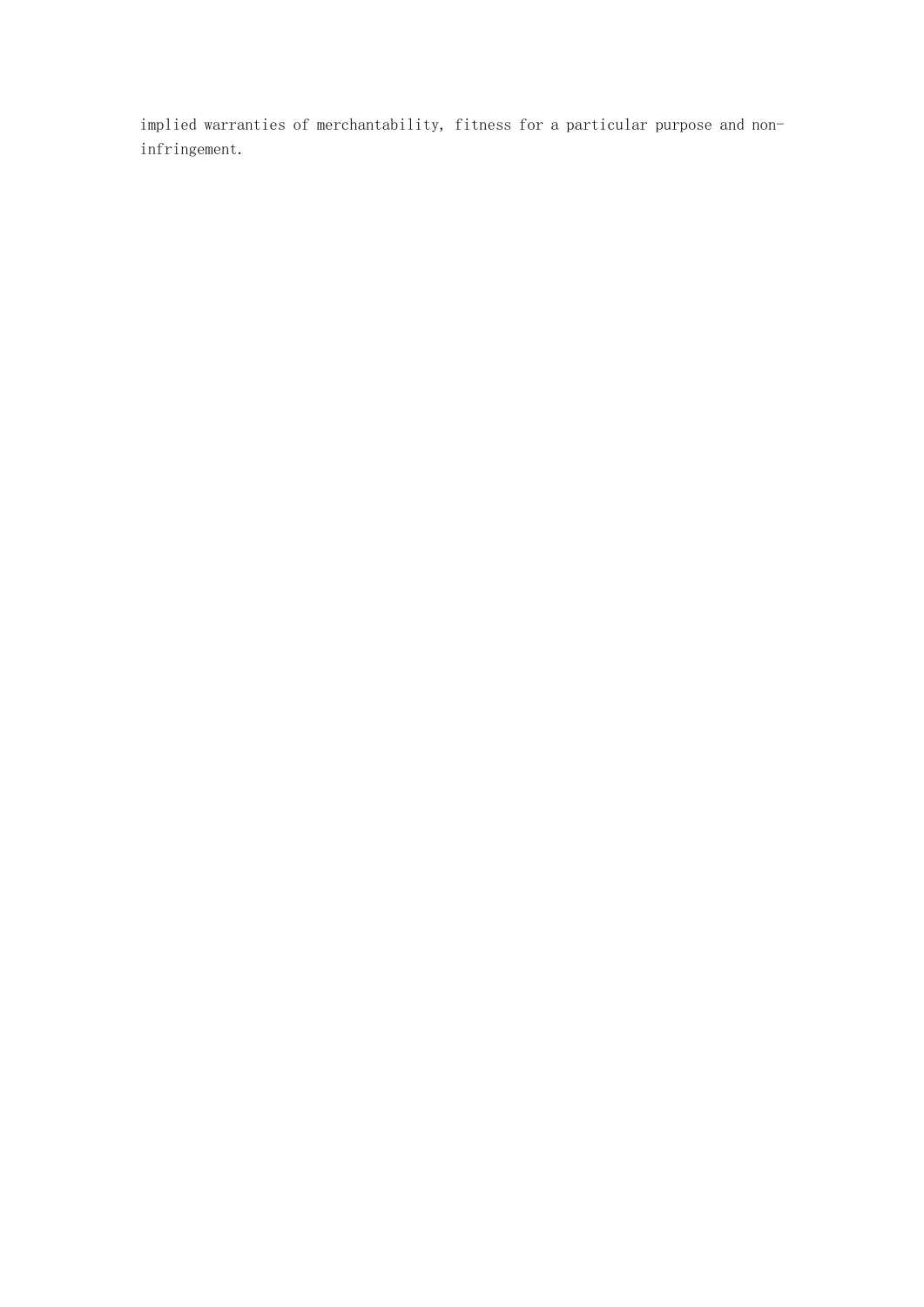implied warranties of merchantability, fitness for a particular purpose and non-infringement.